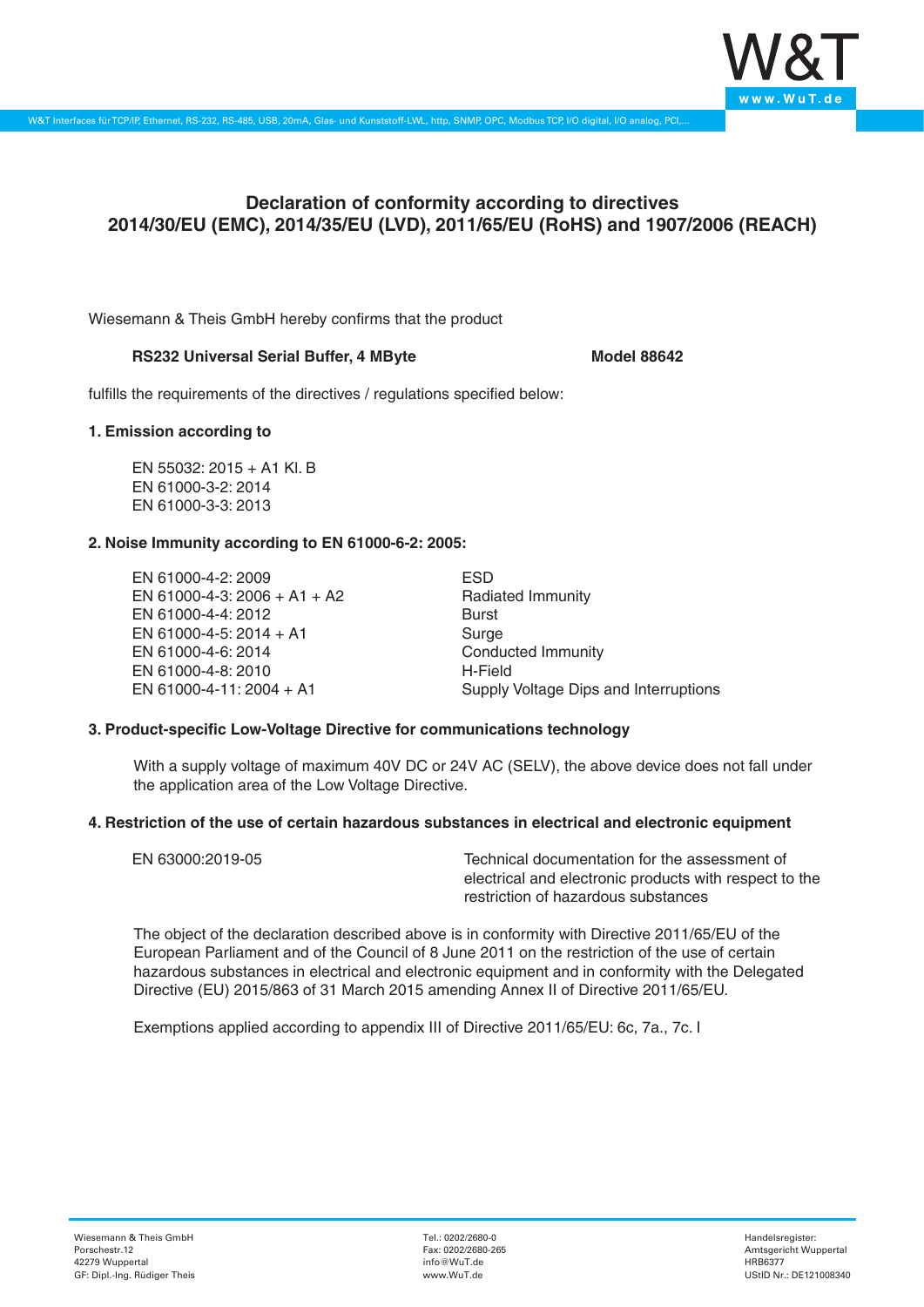# Declaration of conformity according to directives 2014/30/EU (EMC), 2014/35/EU (LVD), 2011/65/EU (RoHS) and 1907/2006 (REACH)

Wiesemann & Theis GmbH hereby confirms that the product

**RS232 Universal Serial Buffer, 4 MByte** **Model 88642**

fulfills the requirements of the directives / regulations specified below:

### 1. Emission according to

EN 55032: 2015 + A1 Kl. B
EN 61000-3-2: 2014
EN 61000-3-3: 2013

### 2. Noise Immunity according to EN 61000-6-2: 2005:

| | |
|---|---|
| EN 61000-4-2: 2009 | ESD |
| EN 61000-4-3: 2006 + A1 + A2 | Radiated Immunity |
| EN 61000-4-4: 2012 | Burst |
| EN 61000-4-5: 2014 + A1 | Surge |
| EN 61000-4-6: 2014 | Conducted Immunity |
| EN 61000-4-8: 2010 | H-Field |
| EN 61000-4-11: 2004 + A1 | Supply Voltage Dips and Interruptions |

### 3. Product-specific Low-Voltage Directive for communications technology

With a supply voltage of maximum 40V DC or 24V AC (SELV), the above device does not fall under the application area of the Low Voltage Directive.

### 4. Restriction of the use of certain hazardous substances in electrical and electronic equipment

| | |
|---|---|
| EN 63000:2019-05 | Technical documentation for the assessment of electrical and electronic products with respect to the restriction of hazardous substances |

The object of the declaration described above is in conformity with Directive 2011/65/EU of the European Parliament and of the Council of 8 June 2011 on the restriction of the use of certain hazardous substances in electrical and electronic equipment and in conformity with the Delegated Directive (EU) 2015/863 of 31 March 2015 amending Annex II of Directive 2011/65/EU.

Exemptions applied according to appendix III of Directive 2011/65/EU: 6c, 7a., 7c. I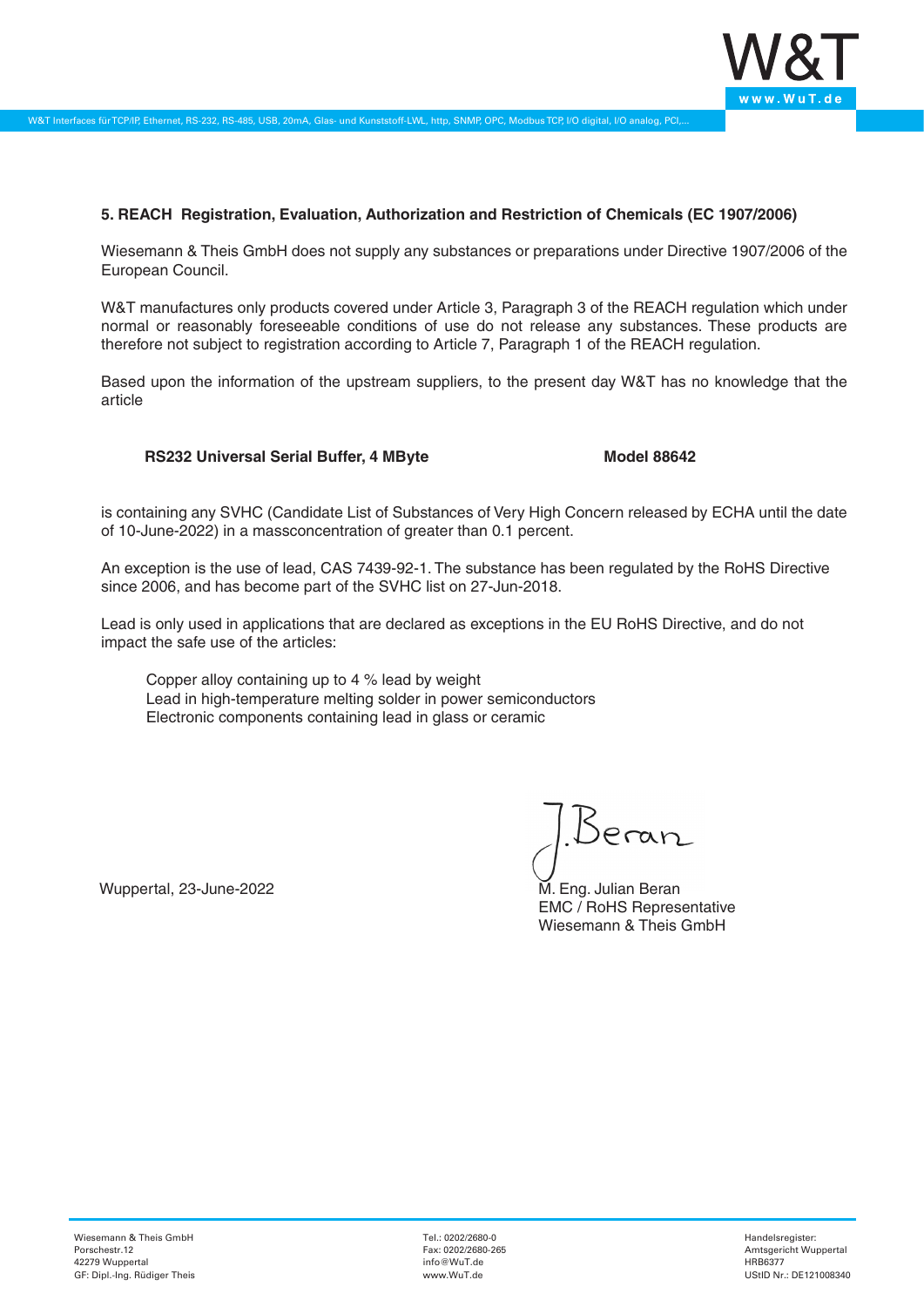## 5. REACH Registration, Evaluation, Authorization and Restriction of Chemicals (EC 1907/2006)

Wiesemann & Theis GmbH does not supply any substances or preparations under Directive 1907/2006 of the European Council.

W&T manufactures only products covered under Article 3, Paragraph 3 of the REACH regulation which under normal or reasonably foreseeable conditions of use do not release any substances. These products are therefore not subject to registration according to Article 7, Paragraph 1 of the REACH regulation.

Based upon the information of the upstream suppliers, to the present day W&T has no knowledge that the article

**RS232 Universal Serial Buffer, 4 MByte** **Model 88642**

is containing any SVHC (Candidate List of Substances of Very High Concern released by ECHA until the date of 10-June-2022) in a massconcentration of greater than 0.1 percent.

An exception is the use of lead, CAS 7439-92-1. The substance has been regulated by the RoHS Directive since 2006, and has become part of the SVHC list on 27-Jun-2018.

Lead is only used in applications that are declared as exceptions in the EU RoHS Directive, and do not impact the safe use of the articles:

- Copper alloy containing up to 4 % lead by weight
- Lead in high-temperature melting solder in power semiconductors
- Electronic components containing lead in glass or ceramic

Wuppertal, 23-June-2022

J.Beran

M. Eng. Julian Beran
EMC / RoHS Representative
Wiesemann & Theis GmbH